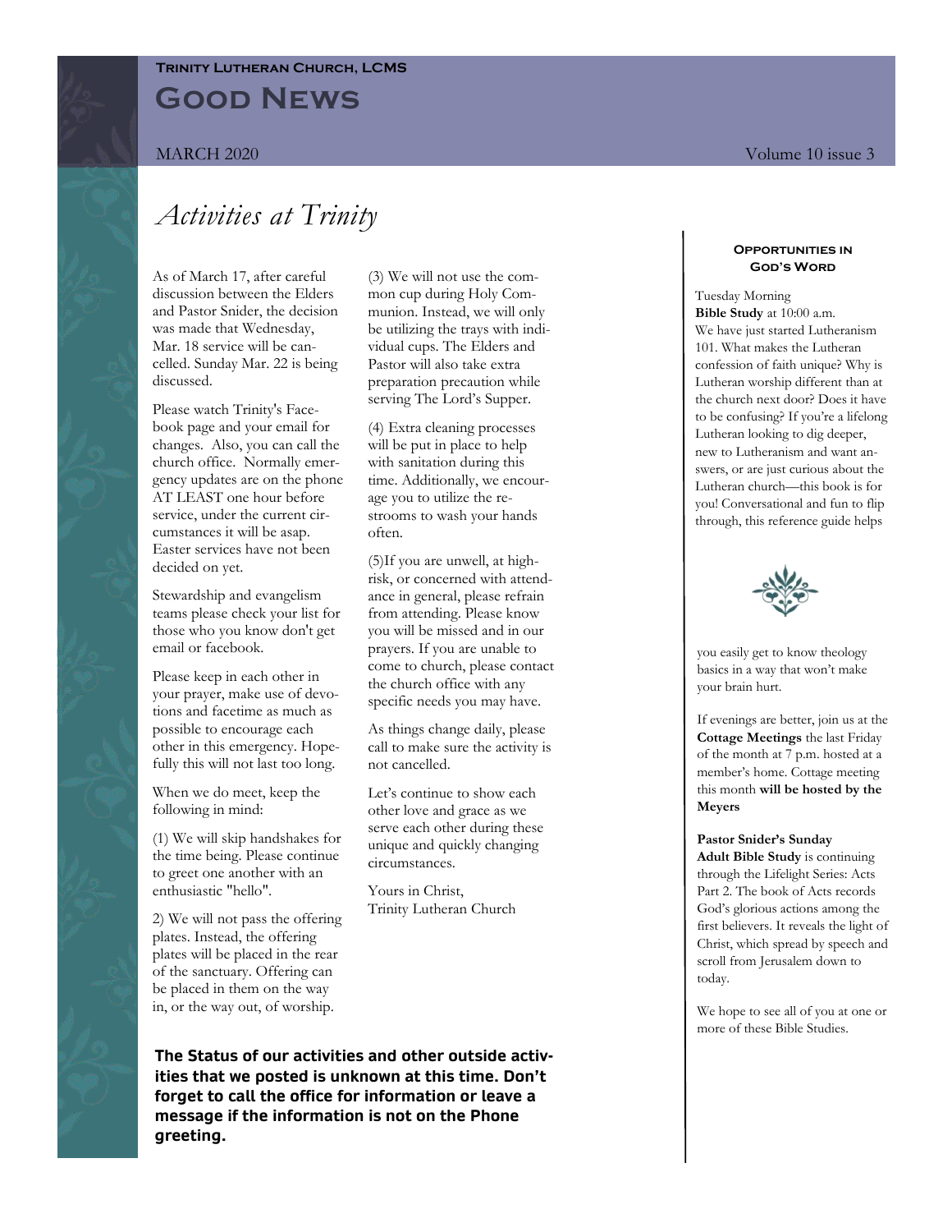**Trinity Lutheran Church, LCMS**

# Good News

MARCH 2020 Volume 10 issue 3

## *Activities at Trinity*

As of March 17, after careful discussion between the Elders and Pastor Snider, the decision was made that Wednesday, Mar. 18 service will be cancelled. Sunday Mar. 22 is being discussed.

Please watch Trinity's Facebook page and your email for changes. Also, you can call the church office. Normally emergency updates are on the phone AT LEAST one hour before service, under the current circumstances it will be asap. Easter services have not been decided on yet.

Stewardship and evangelism teams please check your list for those who you know don't get email or facebook.

Please keep in each other in your prayer, make use of devotions and facetime as much as possible to encourage each other in this emergency. Hopefully this will not last too long.

When we do meet, keep the following in mind:

(1) We will skip handshakes for the time being. Please continue to greet one another with an enthusiastic "hello".

2) We will not pass the offering plates. Instead, the offering plates will be placed in the rear of the sanctuary. Offering can be placed in them on the way in, or the way out, of worship.

(3) We will not use the common cup during Holy Communion. Instead, we will only be utilizing the trays with individual cups. The Elders and Pastor will also take extra preparation precaution while serving The Lord's Supper.

(4) Extra cleaning processes will be put in place to help with sanitation during this time. Additionally, we encourage you to utilize the restrooms to wash your hands often.

(5)If you are unwell, at high-risk, or concerned with attendance in general, please refrain from attending. Please know you will be missed and in our prayers. If you are unable to come to church, please contact the church office with any specific needs you may have.

As things change daily, please call to make sure the activity is not cancelled.

Let's continue to show each other love and grace as we serve each other during these unique and quickly changing circumstances.

Yours in Christ,
Trinity Lutheran Church

**The Status of our activities and other outside activities that we posted is unknown at this time. Don't forget to call the office for information or leave a message if the information is not on the Phone greeting.**

### Opportunities in God's Word

Tuesday Morning
**Bible Study** at 10:00 a.m.
We have just started Lutheranism 101. What makes the Lutheran confession of faith unique? Why is Lutheran worship different than at the church next door? Does it have to be confusing? If you're a lifelong Lutheran looking to dig deeper, new to Lutheranism and want answers, or are just curious about the Lutheran church—this book is for you! Conversational and fun to flip through, this reference guide helps you easily get to know theology basics in a way that won't make your brain hurt.

If evenings are better, join us at the **Cottage Meetings** the last Friday of the month at 7 p.m. hosted at a member's home. Cottage meeting this month **will be hosted by the Meyers**

**Pastor Snider's Sunday Adult Bible Study** is continuing through the Lifelight Series: Acts Part 2. The book of Acts records God's glorious actions among the first believers. It reveals the light of Christ, which spread by speech and scroll from Jerusalem down to today.

We hope to see all of you at one or more of these Bible Studies.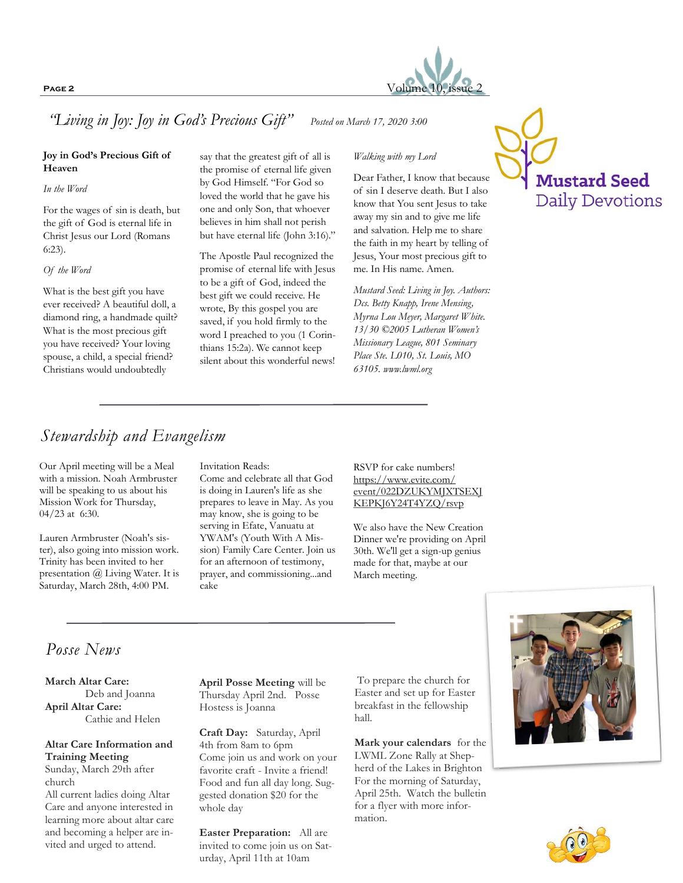## "Living in Joy: Joy in God's Precious Gift"

*Posted on March 17, 2020 3:00*

**Joy in God's Precious Gift of Heaven**

*In the Word*

For the wages of sin is death, but the gift of God is eternal life in Christ Jesus our Lord (Romans 6:23).

*Of the Word*

What is the best gift you have ever received? A beautiful doll, a diamond ring, a handmade quilt? What is the most precious gift you have received? Your loving spouse, a child, a special friend? Christians would undoubtedly say that the greatest gift of all is the promise of eternal life given by God Himself. "For God so loved the world that he gave his one and only Son, that whoever believes in him shall not perish but have eternal life (John 3:16)."

The Apostle Paul recognized the promise of eternal life with Jesus to be a gift of God, indeed the best gift we could receive. He wrote, By this gospel you are saved, if you hold firmly to the word I preached to you (1 Corinthians 15:2a). We cannot keep silent about this wonderful news!

*Walking with my Lord*

Dear Father, I know that because of sin I deserve death. But I also know that You sent Jesus to take away my sin and to give me life and salvation. Help me to share the faith in my heart by telling of Jesus, Your most precious gift to me. In His name. Amen.

*Mustard Seed: Living in Joy. Authors: Dcs. Betty Knapp, Irene Mensing, Myrna Lou Meyer, Margaret White. 13/30 ©2005 Lutheran Women's Missionary League, 801 Seminary Place Ste. L010, St. Louis, MO 63105. www.lwml.org*

Mustard Seed Daily Devotions

## Stewardship and Evangelism

Our April meeting will be a Meal with a mission. Noah Armbruster will be speaking to us about his Mission Work for Thursday, 04/23 at 6:30.

Lauren Armbruster (Noah's sister), also going into mission work. Trinity has been invited to her presentation @ Living Water. It is Saturday, March 28th, 4:00 PM.

Invitation Reads:
Come and celebrate all that God is doing in Lauren's life as she prepares to leave in May. As you may know, she is going to be serving in Efate, Vanuatu at YWAM's (Youth With A Mission) Family Care Center. Join us for an afternoon of testimony, prayer, and commissioning...and cake

RSVP for cake numbers!
https://www.evite.com/event/022DZUKYMJXTSEXJKEPKJ6Y24T4YZQ/rsvp

We also have the New Creation Dinner we're providing on April 30th. We'll get a sign-up genius made for that, maybe at our March meeting.

## Posse News

**March Altar Care:**
Deb and Joanna
**April Altar Care:**
Cathie and Helen

**Altar Care Information and Training Meeting**
Sunday, March 29th after church
All current ladies doing Altar Care and anyone interested in learning more about altar care and becoming a helper are invited and urged to attend.

**April Posse Meeting** will be Thursday April 2nd. Posse Hostess is Joanna

**Craft Day:** Saturday, April 4th from 8am to 6pm
Come join us and work on your favorite craft - Invite a friend! Food and fun all day long. Suggested donation $20 for the whole day

**Easter Preparation:** All are invited to come join us on Saturday, April 11th at 10am To prepare the church for Easter and set up for Easter breakfast in the fellowship hall.

**Mark your calendars** for the LWML Zone Rally at Shepherd of the Lakes in Brighton For the morning of Saturday, April 25th. Watch the bulletin for a flyer with more information.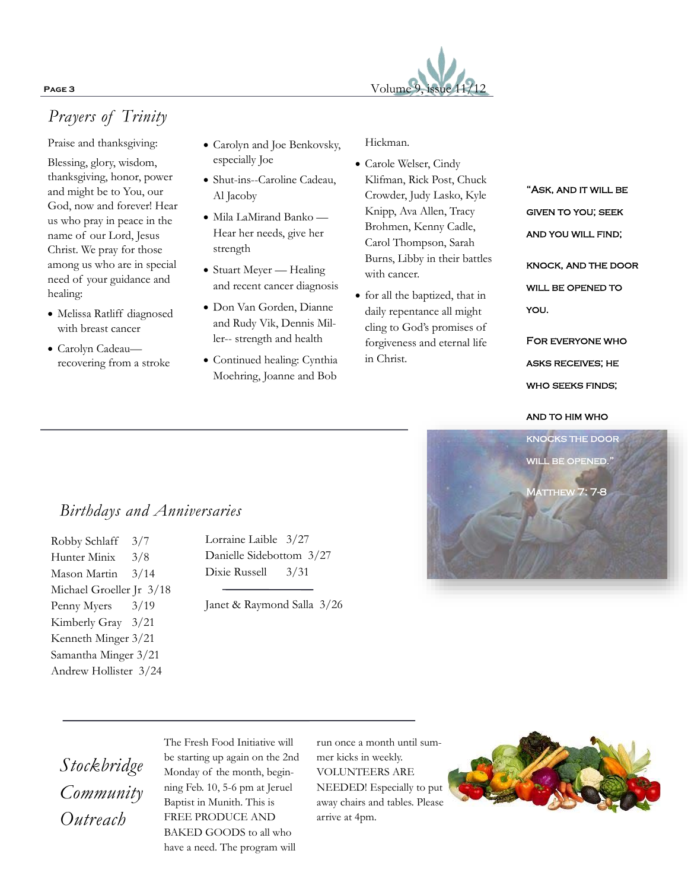## *Prayers of Trinity*

Praise and thanksgiving:

Blessing, glory, wisdom, thanksgiving, honor, power and might be to You, our God, now and forever! Hear us who pray in peace in the name of our Lord, Jesus Christ. We pray for those among us who are in special need of your guidance and healing:

- Melissa Ratliff diagnosed with breast cancer
- Carolyn Cadeau—recovering from a stroke
- Carolyn and Joe Benkovsky, especially Joe
- Shut-ins--Caroline Cadeau, Al Jacoby
- Mila LaMirand Banko — Hear her needs, give her strength
- Stuart Meyer — Healing and recent cancer diagnosis
- Don Van Gorden, Dianne and Rudy Vik, Dennis Miller-- strength and health
- Continued healing: Cynthia Moehring, Joanne and Bob Hickman.
- Carole Welser, Cindy Klifman, Rick Post, Chuck Crowder, Judy Lasko, Kyle Knipp, Ava Allen, Tracy Brohmen, Kenny Cadle, Carol Thompson, Sarah Burns, Libby in their battles with cancer.
- for all the baptized, that in daily repentance all might cling to God's promises of forgiveness and eternal life in Christ.

"Ask, and it will be given to you; seek and you will find;

knock, and the door will be opened to you.

For everyone who asks receives; he who seeks finds;

and to him who knocks the door will be opened."

Matthew 7: 7-8

## *Birthdays and Anniversaries*

Robby Schlaff 3/7
Hunter Minix 3/8
Mason Martin 3/14
Michael Groeller Jr 3/18
Penny Myers 3/19
Kimberly Gray 3/21
Kenneth Minger 3/21
Samantha Minger 3/21
Andrew Hollister 3/24
Lorraine Laible 3/27
Danielle Sidebottom 3/27
Dixie Russell 3/31

Janet & Raymond Salla 3/26

## *Stockbridge Community Outreach*

The Fresh Food Initiative will be starting up again on the 2nd Monday of the month, beginning Feb. 10, 5-6 pm at Jeruel Baptist in Munith. This is FREE PRODUCE AND BAKED GOODS to all who have a need. The program will run once a month until summer kicks in weekly. VOLUNTEERS ARE NEEDED! Especially to put away chairs and tables. Please arrive at 4pm.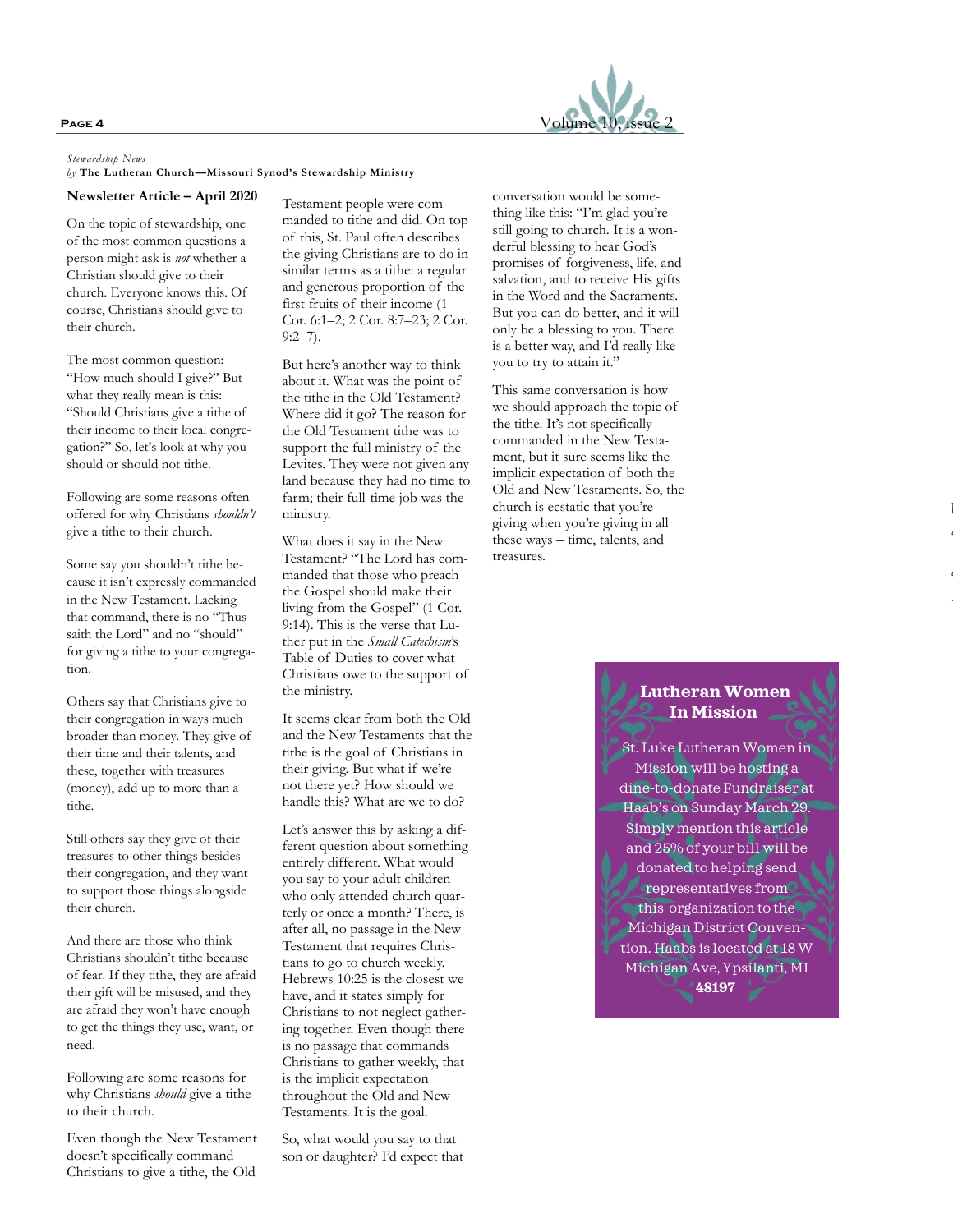*Stewardship News*
*by* **The Lutheran Church—Missouri Synod's Stewardship Ministry**

**Newsletter Article – April 2020**

On the topic of stewardship, one of the most common questions a person might ask is *not* whether a Christian should give to their church. Everyone knows this. Of course, Christians should give to their church.

The most common question: "How much should I give?" But what they really mean is this: "Should Christians give a tithe of their income to their local congregation?" So, let's look at why you should or should not tithe.

Following are some reasons often offered for why Christians *shouldn't* give a tithe to their church.

Some say you shouldn't tithe because it isn't expressly commanded in the New Testament. Lacking that command, there is no "Thus saith the Lord" and no "should" for giving a tithe to your congregation.

Others say that Christians give to their congregation in ways much broader than money. They give of their time and their talents, and these, together with treasures (money), add up to more than a tithe.

Still others say they give of their treasures to other things besides their congregation, and they want to support those things alongside their church.

And there are those who think Christians shouldn't tithe because of fear. If they tithe, they are afraid their gift will be misused, and they are afraid they won't have enough to get the things they use, want, or need.

Following are some reasons for why Christians *should* give a tithe to their church.

Even though the New Testament doesn't specifically command Christians to give a tithe, the Old Testament people were commanded to tithe and did. On top of this, St. Paul often describes the giving Christians are to do in similar terms as a tithe: a regular and generous proportion of the first fruits of their income (1 Cor. 6:1–2; 2 Cor. 8:7–23; 2 Cor. 9:2–7).

But here's another way to think about it. What was the point of the tithe in the Old Testament? Where did it go? The reason for the Old Testament tithe was to support the full ministry of the Levites. They were not given any land because they had no time to farm; their full-time job was the ministry.

What does it say in the New Testament? "The Lord has commanded that those who preach the Gospel should make their living from the Gospel" (1 Cor. 9:14). This is the verse that Luther put in the *Small Catechism*'s Table of Duties to cover what Christians owe to the support of the ministry.

It seems clear from both the Old and the New Testaments that the tithe is the goal of Christians in their giving. But what if we're not there yet? How should we handle this? What are we to do?

Let's answer this by asking a different question about something entirely different. What would you say to your adult children who only attended church quarterly or once a month? There, is after all, no passage in the New Testament that requires Christians to go to church weekly. Hebrews 10:25 is the closest we have, and it states simply for Christians to not neglect gathering together. Even though there is no passage that commands Christians to gather weekly, that is the implicit expectation throughout the Old and New Testaments. It is the goal.

So, what would you say to that son or daughter? I'd expect that conversation would be something like this: "I'm glad you're still going to church. It is a wonderful blessing to hear God's promises of forgiveness, life, and salvation, and to receive His gifts in the Word and the Sacraments. But you can do better, and it will only be a blessing to you. There is a better way, and I'd really like you to try to attain it."

This same conversation is how we should approach the topic of the tithe. It's not specifically commanded in the New Testament, but it sure seems like the implicit expectation of both the Old and New Testaments. So, the church is ecstatic that you're giving when you're giving in all these ways – time, talents, and treasures.

## Lutheran Women In Mission

St. Luke Lutheran Women in Mission will be hosting a dine-to-donate Fundraiser at Haab's on Sunday March 29. Simply mention this article and 25% of your bill will be donated to helping send representatives from this organization to the Michigan District Convention. Haabs is located at 18 W Michigan Ave, Ypsilanti, MI **48197**